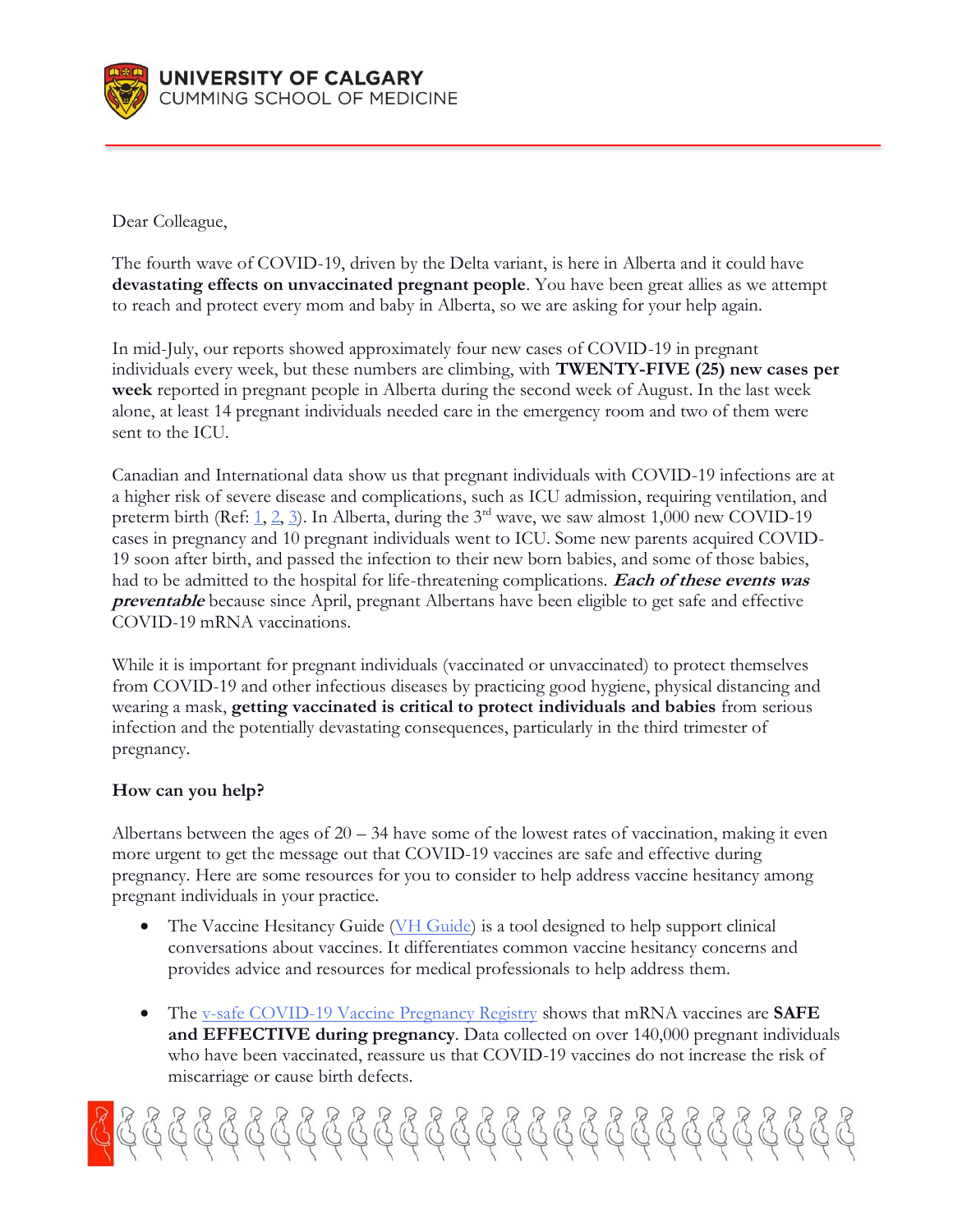**UNIVERSITY OF CALGARY**
CUMMING SCHOOL OF MEDICINE

Dear Colleague,

The fourth wave of COVID-19, driven by the Delta variant, is here in Alberta and it could have **devastating effects on unvaccinated pregnant people**. You have been great allies as we attempt to reach and protect every mom and baby in Alberta, so we are asking for your help again.

In mid-July, our reports showed approximately four new cases of COVID-19 in pregnant individuals every week, but these numbers are climbing, with **TWENTY-FIVE (25) new cases per week** reported in pregnant people in Alberta during the second week of August. In the last week alone, at least 14 pregnant individuals needed care in the emergency room and two of them were sent to the ICU.

Canadian and International data show us that pregnant individuals with COVID-19 infections are at a higher risk of severe disease and complications, such as ICU admission, requiring ventilation, and preterm birth (Ref: 1, 2, 3). In Alberta, during the 3rd wave, we saw almost 1,000 new COVID-19 cases in pregnancy and 10 pregnant individuals went to ICU. Some new parents acquired COVID-19 soon after birth, and passed the infection to their new born babies, and some of those babies, had to be admitted to the hospital for life-threatening complications. ***Each of these events was preventable*** because since April, pregnant Albertans have been eligible to get safe and effective COVID-19 mRNA vaccinations.

While it is important for pregnant individuals (vaccinated or unvaccinated) to protect themselves from COVID-19 and other infectious diseases by practicing good hygiene, physical distancing and wearing a mask, **getting vaccinated is critical to protect individuals and babies** from serious infection and the potentially devastating consequences, particularly in the third trimester of pregnancy.

**How can you help?**

Albertans between the ages of 20 – 34 have some of the lowest rates of vaccination, making it even more urgent to get the message out that COVID-19 vaccines are safe and effective during pregnancy. Here are some resources for you to consider to help address vaccine hesitancy among pregnant individuals in your practice.

- The Vaccine Hesitancy Guide (VH Guide) is a tool designed to help support clinical conversations about vaccines. It differentiates common vaccine hesitancy concerns and provides advice and resources for medical professionals to help address them.

- The v-safe COVID-19 Vaccine Pregnancy Registry shows that mRNA vaccines are **SAFE and EFFECTIVE during pregnancy**. Data collected on over 140,000 pregnant individuals who have been vaccinated, reassure us that COVID-19 vaccines do not increase the risk of miscarriage or cause birth defects.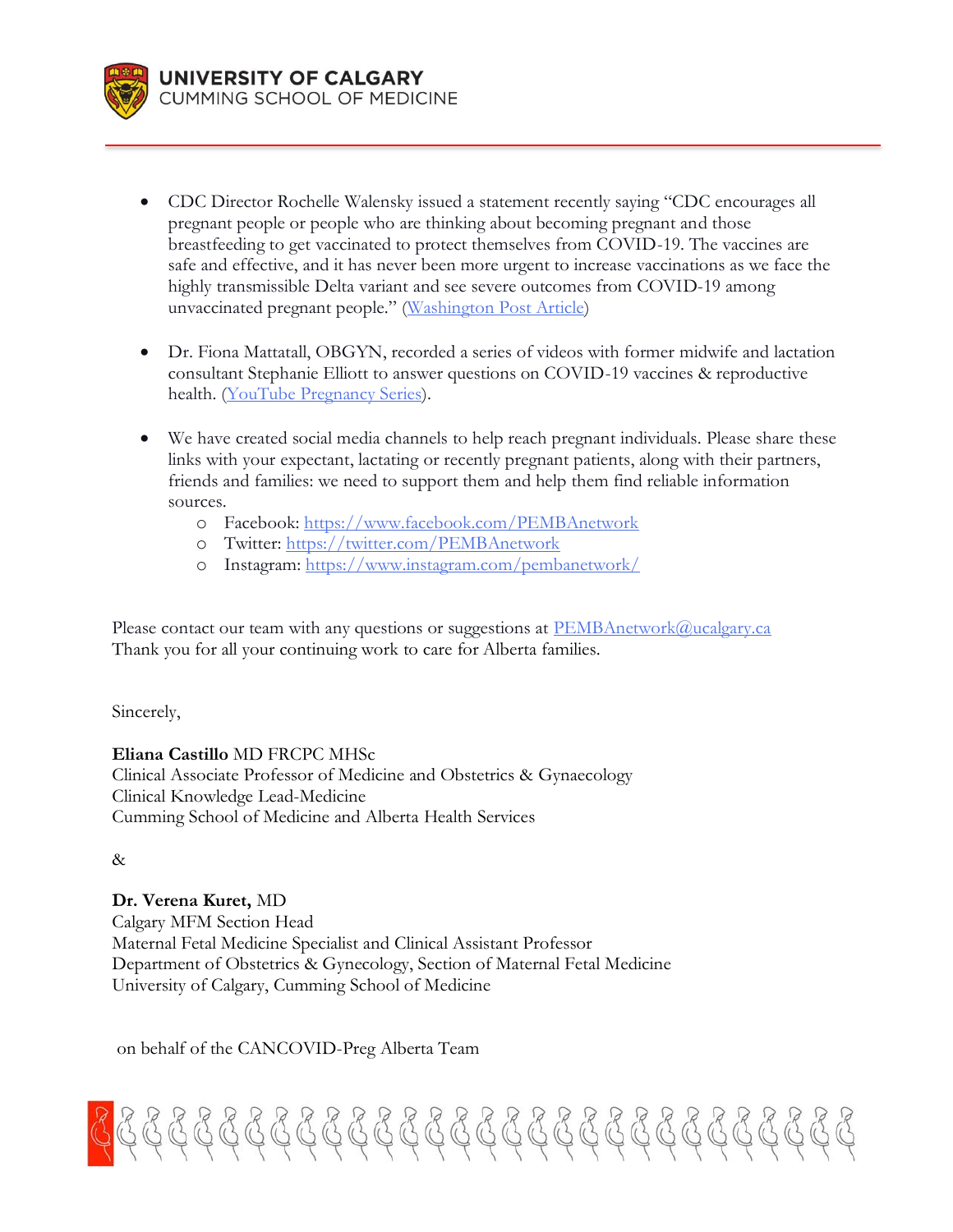- CDC Director Rochelle Walensky issued a statement recently saying "CDC encourages all pregnant people or people who are thinking about becoming pregnant and those breastfeeding to get vaccinated to protect themselves from COVID-19. The vaccines are safe and effective, and it has never been more urgent to increase vaccinations as we face the highly transmissible Delta variant and see severe outcomes from COVID-19 among unvaccinated pregnant people." (Washington Post Article)

- Dr. Fiona Mattatall, OBGYN, recorded a series of videos with former midwife and lactation consultant Stephanie Elliott to answer questions on COVID-19 vaccines & reproductive health. (YouTube Pregnancy Series).

- We have created social media channels to help reach pregnant individuals. Please share these links with your expectant, lactating or recently pregnant patients, along with their partners, friends and families: we need to support them and help them find reliable information sources.
  - Facebook: https://www.facebook.com/PEMBAnetwork
  - Twitter: https://twitter.com/PEMBAnetwork
  - Instagram: https://www.instagram.com/pembanetwork/

Please contact our team with any questions or suggestions at PEMBAnetwork@ucalgary.ca
Thank you for all your continuing work to care for Alberta families.

Sincerely,

**Eliana Castillo** MD FRCPC MHSc
Clinical Associate Professor of Medicine and Obstetrics & Gynaecology
Clinical Knowledge Lead-Medicine
Cumming School of Medicine and Alberta Health Services

&

**Dr. Verena Kuret,** MD
Calgary MFM Section Head
Maternal Fetal Medicine Specialist and Clinical Assistant Professor
Department of Obstetrics & Gynecology, Section of Maternal Fetal Medicine
University of Calgary, Cumming School of Medicine

on behalf of the CANCOVID-Preg Alberta Team